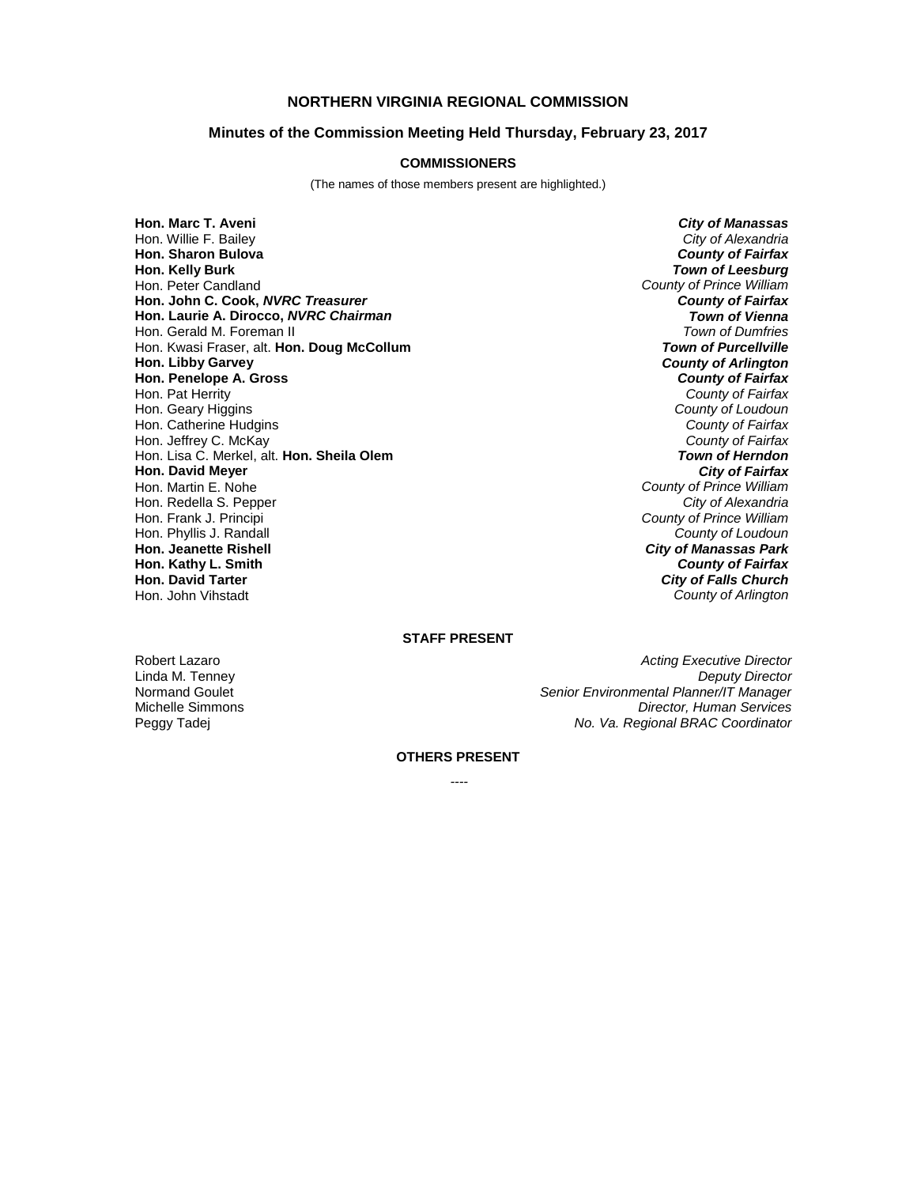# NORTHERN VIRGINIA REGIONAL COMMISSION

## Minutes of the Commission Meeting Held Thursday, February 23, 2017

### COMMISSIONERS

(The names of those members present are highlighted.)

| | |
|---|---|
| **Hon. Marc T. Aveni** | ***City of Manassas*** |
| Hon. Willie F. Bailey | *City of Alexandria* |
| **Hon. Sharon Bulova** | ***County of Fairfax*** |
| **Hon. Kelly Burk** | ***Town of Leesburg*** |
| Hon. Peter Candland | *County of Prince William* |
| **Hon. John C. Cook, *NVRC Treasurer*** | ***County of Fairfax*** |
| **Hon. Laurie A. Dirocco, *NVRC Chairman*** | ***Town of Vienna*** |
| Hon. Gerald M. Foreman II | *Town of Dumfries* |
| Hon. Kwasi Fraser, alt. **Hon. Doug McCollum** | ***Town of Purcellville*** |
| **Hon. Libby Garvey** | ***County of Arlington*** |
| **Hon. Penelope A. Gross** | ***County of Fairfax*** |
| Hon. Pat Herrity | *County of Fairfax* |
| Hon. Geary Higgins | *County of Loudoun* |
| Hon. Catherine Hudgins | *County of Fairfax* |
| Hon. Jeffrey C. McKay | *County of Fairfax* |
| Hon. Lisa C. Merkel, alt. **Hon. Sheila Olem** | ***Town of Herndon*** |
| **Hon. David Meyer** | ***City of Fairfax*** |
| Hon. Martin E. Nohe | *County of Prince William* |
| Hon. Redella S. Pepper | *City of Alexandria* |
| Hon. Frank J. Principi | *County of Prince William* |
| Hon. Phyllis J. Randall | *County of Loudoun* |
| **Hon. Jeanette Rishell** | ***City of Manassas Park*** |
| **Hon. Kathy L. Smith** | ***County of Fairfax*** |
| **Hon. David Tarter** | ***City of Falls Church*** |
| Hon. John Vihstadt | *County of Arlington* |

### STAFF PRESENT

| | |
|---|---|
| Robert Lazaro | *Acting Executive Director* |
| Linda M. Tenney | *Deputy Director* |
| Normand Goulet | *Senior Environmental Planner/IT Manager* |
| Michelle Simmons | *Director, Human Services* |
| Peggy Tadej | *No. Va. Regional BRAC Coordinator* |

### OTHERS PRESENT

----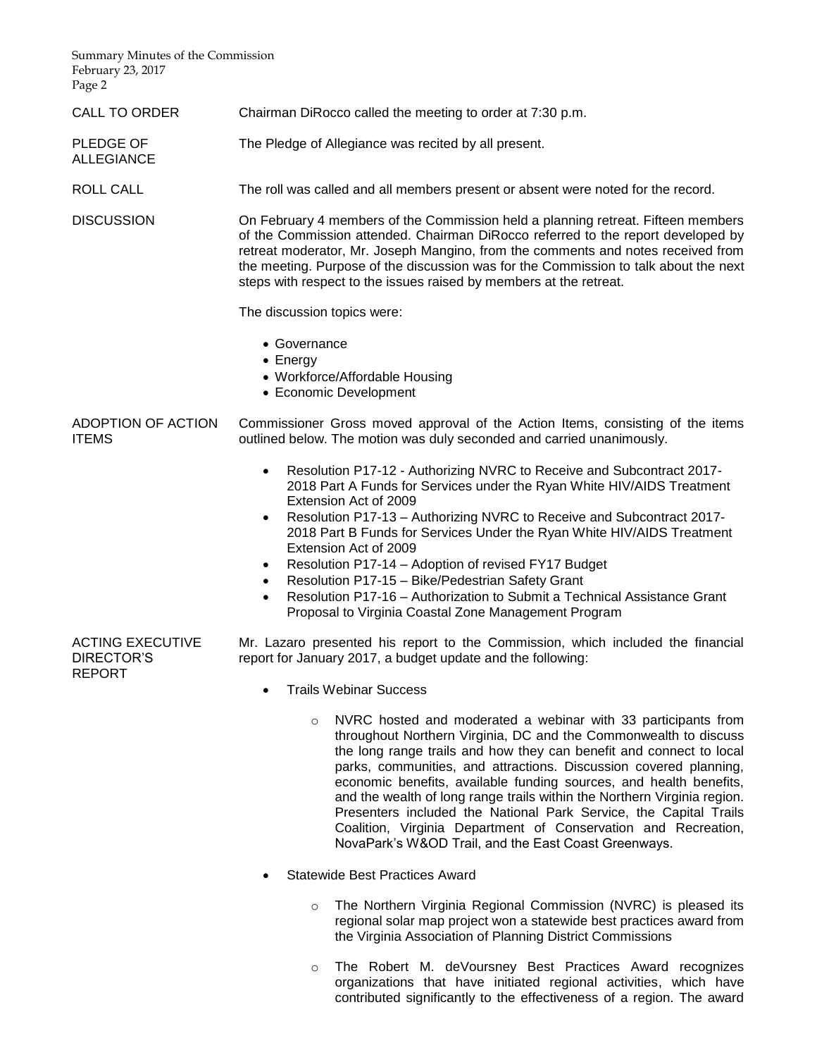CALL TO ORDER

Chairman DiRocco called the meeting to order at 7:30 p.m.

PLEDGE OF ALLEGIANCE

The Pledge of Allegiance was recited by all present.

ROLL CALL

The roll was called and all members present or absent were noted for the record.

DISCUSSION

On February 4 members of the Commission held a planning retreat. Fifteen members of the Commission attended. Chairman DiRocco referred to the report developed by retreat moderator, Mr. Joseph Mangino, from the comments and notes received from the meeting. Purpose of the discussion was for the Commission to talk about the next steps with respect to the issues raised by members at the retreat.

The discussion topics were:

- Governance
- Energy
- Workforce/Affordable Housing
- Economic Development

ADOPTION OF ACTION ITEMS

Commissioner Gross moved approval of the Action Items, consisting of the items outlined below. The motion was duly seconded and carried unanimously.

- Resolution P17-12 - Authorizing NVRC to Receive and Subcontract 2017-2018 Part A Funds for Services under the Ryan White HIV/AIDS Treatment Extension Act of 2009
- Resolution P17-13 – Authorizing NVRC to Receive and Subcontract 2017-2018 Part B Funds for Services Under the Ryan White HIV/AIDS Treatment Extension Act of 2009
- Resolution P17-14 – Adoption of revised FY17 Budget
- Resolution P17-15 – Bike/Pedestrian Safety Grant
- Resolution P17-16 – Authorization to Submit a Technical Assistance Grant Proposal to Virginia Coastal Zone Management Program

ACTING EXECUTIVE DIRECTOR'S REPORT

Mr. Lazaro presented his report to the Commission, which included the financial report for January 2017, a budget update and the following:

- Trails Webinar Success
  - NVRC hosted and moderated a webinar with 33 participants from throughout Northern Virginia, DC and the Commonwealth to discuss the long range trails and how they can benefit and connect to local parks, communities, and attractions. Discussion covered planning, economic benefits, available funding sources, and health benefits, and the wealth of long range trails within the Northern Virginia region. Presenters included the National Park Service, the Capital Trails Coalition, Virginia Department of Conservation and Recreation, NovaPark's W&OD Trail, and the East Coast Greenways.
- Statewide Best Practices Award
  - The Northern Virginia Regional Commission (NVRC) is pleased its regional solar map project won a statewide best practices award from the Virginia Association of Planning District Commissions
  - The Robert M. deVoursney Best Practices Award recognizes organizations that have initiated regional activities, which have contributed significantly to the effectiveness of a region. The award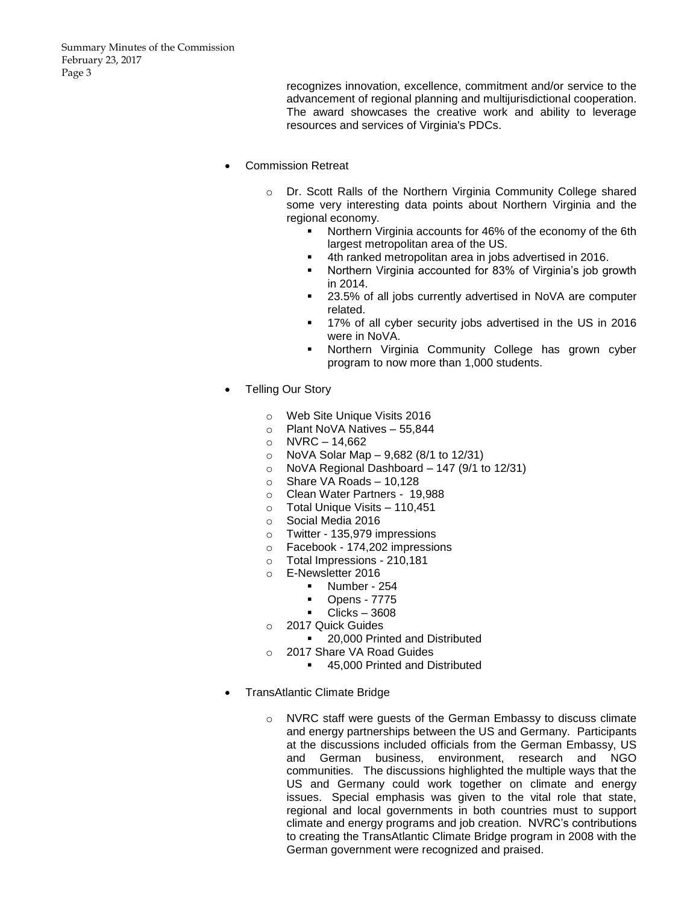recognizes innovation, excellence, commitment and/or service to the advancement of regional planning and multijurisdictional cooperation. The award showcases the creative work and ability to leverage resources and services of Virginia's PDCs.

- Commission Retreat
  - Dr. Scott Ralls of the Northern Virginia Community College shared some very interesting data points about Northern Virginia and the regional economy.
    - Northern Virginia accounts for 46% of the economy of the 6th largest metropolitan area of the US.
    - 4th ranked metropolitan area in jobs advertised in 2016.
    - Northern Virginia accounted for 83% of Virginia's job growth in 2014.
    - 23.5% of all jobs currently advertised in NoVA are computer related.
    - 17% of all cyber security jobs advertised in the US in 2016 were in NoVA.
    - Northern Virginia Community College has grown cyber program to now more than 1,000 students.

- Telling Our Story
  - Web Site Unique Visits 2016
  - Plant NoVA Natives – 55,844
  - NVRC – 14,662
  - NoVA Solar Map – 9,682 (8/1 to 12/31)
  - NoVA Regional Dashboard – 147 (9/1 to 12/31)
  - Share VA Roads – 10,128
  - Clean Water Partners - 19,988
  - Total Unique Visits – 110,451
  - Social Media 2016
  - Twitter - 135,979 impressions
  - Facebook - 174,202 impressions
  - Total Impressions - 210,181
  - E-Newsletter 2016
    - Number - 254
    - Opens - 7775
    - Clicks – 3608
  - 2017 Quick Guides
    - 20,000 Printed and Distributed
  - 2017 Share VA Road Guides
    - 45,000 Printed and Distributed

- TransAtlantic Climate Bridge
  - NVRC staff were guests of the German Embassy to discuss climate and energy partnerships between the US and Germany. Participants at the discussions included officials from the German Embassy, US and German business, environment, research and NGO communities. The discussions highlighted the multiple ways that the US and Germany could work together on climate and energy issues. Special emphasis was given to the vital role that state, regional and local governments in both countries must to support climate and energy programs and job creation. NVRC's contributions to creating the TransAtlantic Climate Bridge program in 2008 with the German government were recognized and praised.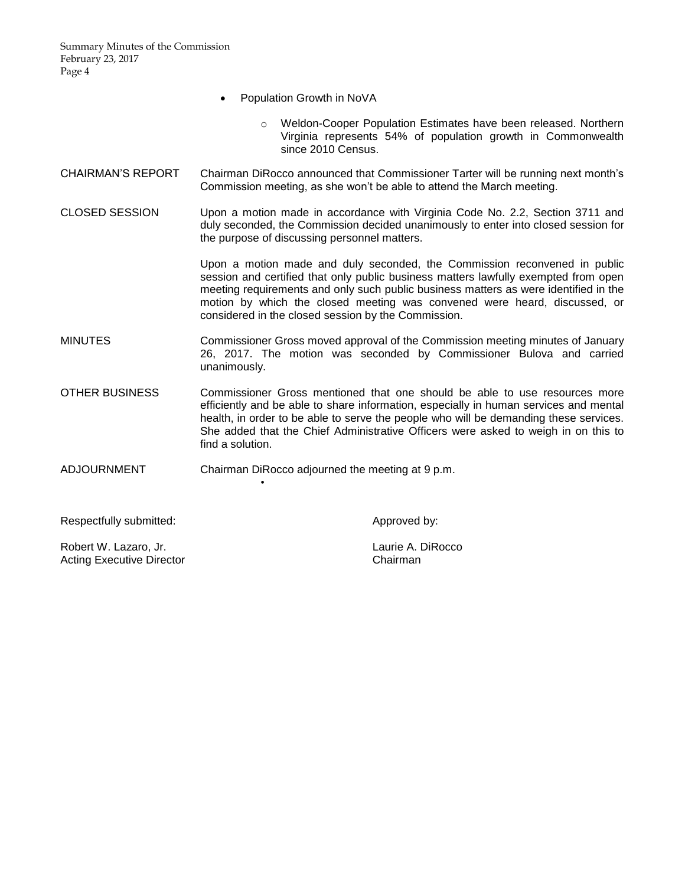- Population Growth in NoVA
  - Weldon-Cooper Population Estimates have been released. Northern Virginia represents 54% of population growth in Commonwealth since 2010 Census.

**CHAIRMAN'S REPORT**

Chairman DiRocco announced that Commissioner Tarter will be running next month's Commission meeting, as she won't be able to attend the March meeting.

**CLOSED SESSION**

Upon a motion made in accordance with Virginia Code No. 2.2, Section 3711 and duly seconded, the Commission decided unanimously to enter into closed session for the purpose of discussing personnel matters.

Upon a motion made and duly seconded, the Commission reconvened in public session and certified that only public business matters lawfully exempted from open meeting requirements and only such public business matters as were identified in the motion by which the closed meeting was convened were heard, discussed, or considered in the closed session by the Commission.

**MINUTES**

Commissioner Gross moved approval of the Commission meeting minutes of January 26, 2017. The motion was seconded by Commissioner Bulova and carried unanimously.

**OTHER BUSINESS**

Commissioner Gross mentioned that one should be able to use resources more efficiently and be able to share information, especially in human services and mental health, in order to be able to serve the people who will be demanding these services. She added that the Chief Administrative Officers were asked to weigh in on this to find a solution.

**ADJOURNMENT**

Chairman DiRocco adjourned the meeting at 9 p.m.

Respectfully submitted:

Robert W. Lazaro, Jr.
Acting Executive Director

Approved by:

Laurie A. DiRocco
Chairman